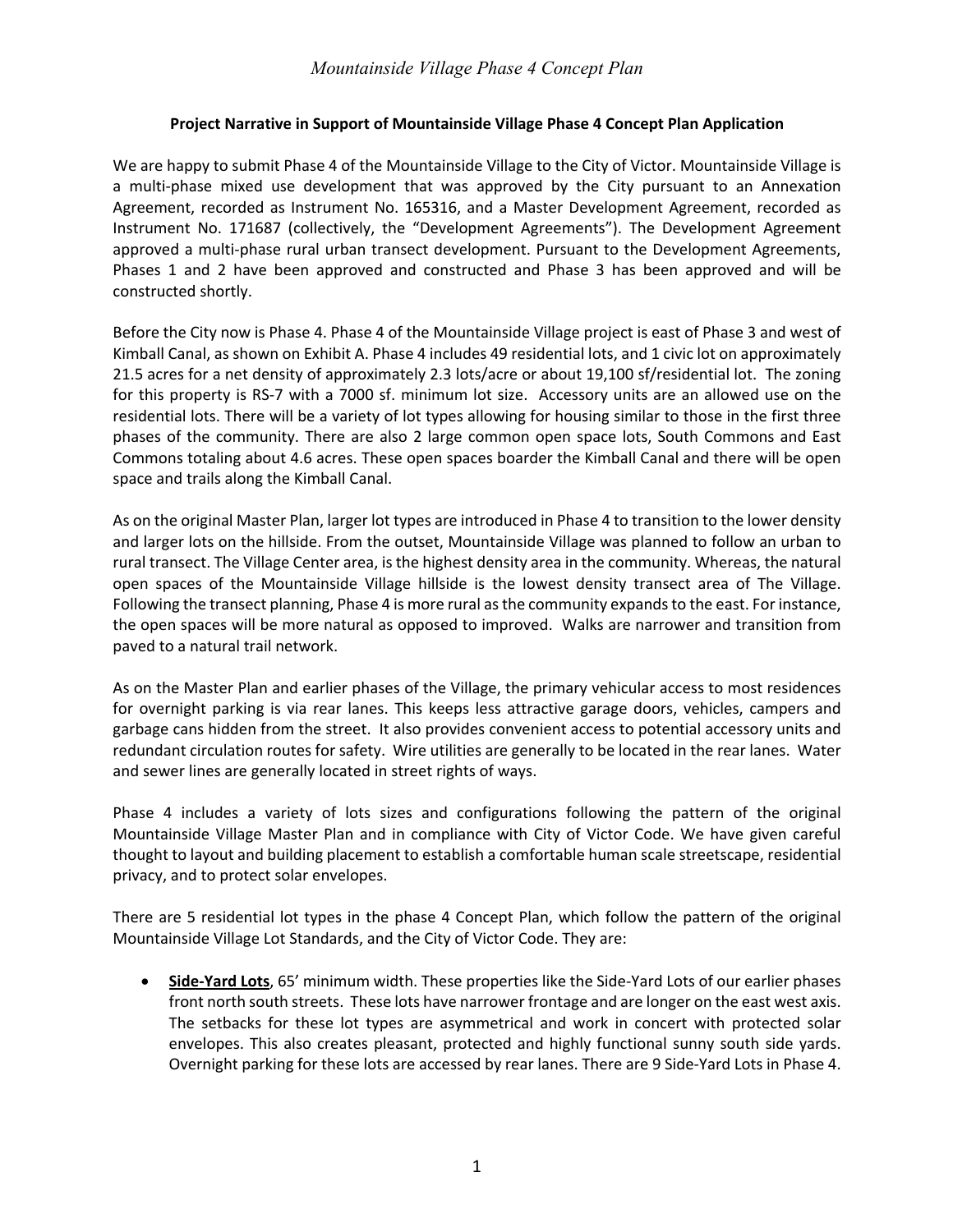**Project Narrative in Support of Mountainside Village Phase 4 Concept Plan Application**

We are happy to submit Phase 4 of the Mountainside Village to the City of Victor. Mountainside Village is a multi-phase mixed use development that was approved by the City pursuant to an Annexation Agreement, recorded as Instrument No. 165316, and a Master Development Agreement, recorded as Instrument No. 171687 (collectively, the "Development Agreements"). The Development Agreement approved a multi-phase rural urban transect development. Pursuant to the Development Agreements, Phases 1 and 2 have been approved and constructed and Phase 3 has been approved and will be constructed shortly.

Before the City now is Phase 4. Phase 4 of the Mountainside Village project is east of Phase 3 and west of Kimball Canal, as shown on Exhibit A. Phase 4 includes 49 residential lots, and 1 civic lot on approximately 21.5 acres for a net density of approximately 2.3 lots/acre or about 19,100 sf/residential lot. The zoning for this property is RS-7 with a 7000 sf. minimum lot size. Accessory units are an allowed use on the residential lots. There will be a variety of lot types allowing for housing similar to those in the first three phases of the community. There are also 2 large common open space lots, South Commons and East Commons totaling about 4.6 acres. These open spaces boarder the Kimball Canal and there will be open space and trails along the Kimball Canal.

As on the original Master Plan, larger lot types are introduced in Phase 4 to transition to the lower density and larger lots on the hillside. From the outset, Mountainside Village was planned to follow an urban to rural transect. The Village Center area, is the highest density area in the community. Whereas, the natural open spaces of the Mountainside Village hillside is the lowest density transect area of The Village. Following the transect planning, Phase 4 is more rural as the community expands to the east. For instance, the open spaces will be more natural as opposed to improved. Walks are narrower and transition from paved to a natural trail network.

As on the Master Plan and earlier phases of the Village, the primary vehicular access to most residences for overnight parking is via rear lanes. This keeps less attractive garage doors, vehicles, campers and garbage cans hidden from the street. It also provides convenient access to potential accessory units and redundant circulation routes for safety. Wire utilities are generally to be located in the rear lanes. Water and sewer lines are generally located in street rights of ways.

Phase 4 includes a variety of lots sizes and configurations following the pattern of the original Mountainside Village Master Plan and in compliance with City of Victor Code. We have given careful thought to layout and building placement to establish a comfortable human scale streetscape, residential privacy, and to protect solar envelopes.

There are 5 residential lot types in the phase 4 Concept Plan, which follow the pattern of the original Mountainside Village Lot Standards, and the City of Victor Code. They are:

- **Side-Yard Lots**, 65' minimum width. These properties like the Side-Yard Lots of our earlier phases front north south streets. These lots have narrower frontage and are longer on the east west axis. The setbacks for these lot types are asymmetrical and work in concert with protected solar envelopes. This also creates pleasant, protected and highly functional sunny south side yards. Overnight parking for these lots are accessed by rear lanes. There are 9 Side-Yard Lots in Phase 4.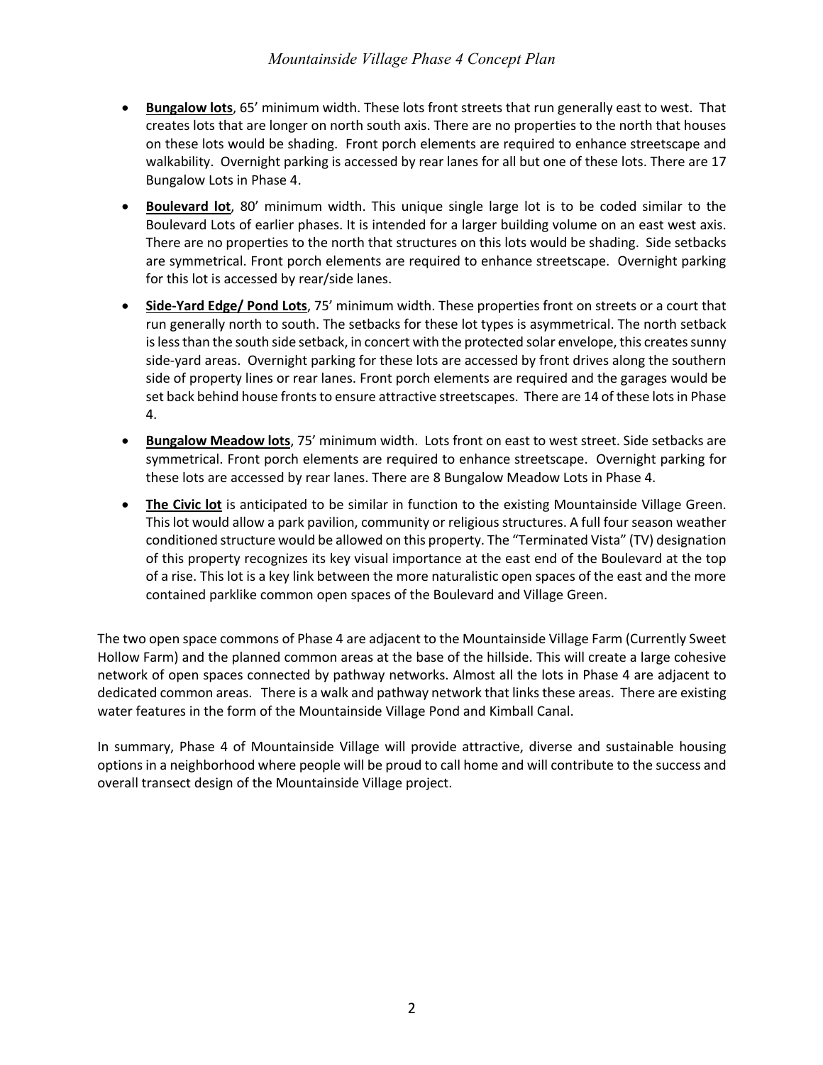- **<u>Bungalow lots</u>**, 65’ minimum width. These lots front streets that run generally east to west. That creates lots that are longer on north south axis. There are no properties to the north that houses on these lots would be shading. Front porch elements are required to enhance streetscape and walkability. Overnight parking is accessed by rear lanes for all but one of these lots. There are 17 Bungalow Lots in Phase 4.
- **<u>Boulevard lot</u>**, 80’ minimum width. This unique single large lot is to be coded similar to the Boulevard Lots of earlier phases. It is intended for a larger building volume on an east west axis. There are no properties to the north that structures on this lots would be shading. Side setbacks are symmetrical. Front porch elements are required to enhance streetscape. Overnight parking for this lot is accessed by rear/side lanes.
- **<u>Side-Yard Edge/ Pond Lots</u>**, 75’ minimum width. These properties front on streets or a court that run generally north to south. The setbacks for these lot types is asymmetrical. The north setback is less than the south side setback, in concert with the protected solar envelope, this creates sunny side-yard areas. Overnight parking for these lots are accessed by front drives along the southern side of property lines or rear lanes. Front porch elements are required and the garages would be set back behind house fronts to ensure attractive streetscapes. There are 14 of these lots in Phase 4.
- **<u>Bungalow Meadow lots</u>**, 75’ minimum width. Lots front on east to west street. Side setbacks are symmetrical. Front porch elements are required to enhance streetscape. Overnight parking for these lots are accessed by rear lanes. There are 8 Bungalow Meadow Lots in Phase 4.
- **<u>The Civic lot</u>** is anticipated to be similar in function to the existing Mountainside Village Green. This lot would allow a park pavilion, community or religious structures. A full four season weather conditioned structure would be allowed on this property. The “Terminated Vista” (TV) designation of this property recognizes its key visual importance at the east end of the Boulevard at the top of a rise. This lot is a key link between the more naturalistic open spaces of the east and the more contained parklike common open spaces of the Boulevard and Village Green.

The two open space commons of Phase 4 are adjacent to the Mountainside Village Farm (Currently Sweet Hollow Farm) and the planned common areas at the base of the hillside. This will create a large cohesive network of open spaces connected by pathway networks. Almost all the lots in Phase 4 are adjacent to dedicated common areas. There is a walk and pathway network that links these areas. There are existing water features in the form of the Mountainside Village Pond and Kimball Canal.

In summary, Phase 4 of Mountainside Village will provide attractive, diverse and sustainable housing options in a neighborhood where people will be proud to call home and will contribute to the success and overall transect design of the Mountainside Village project.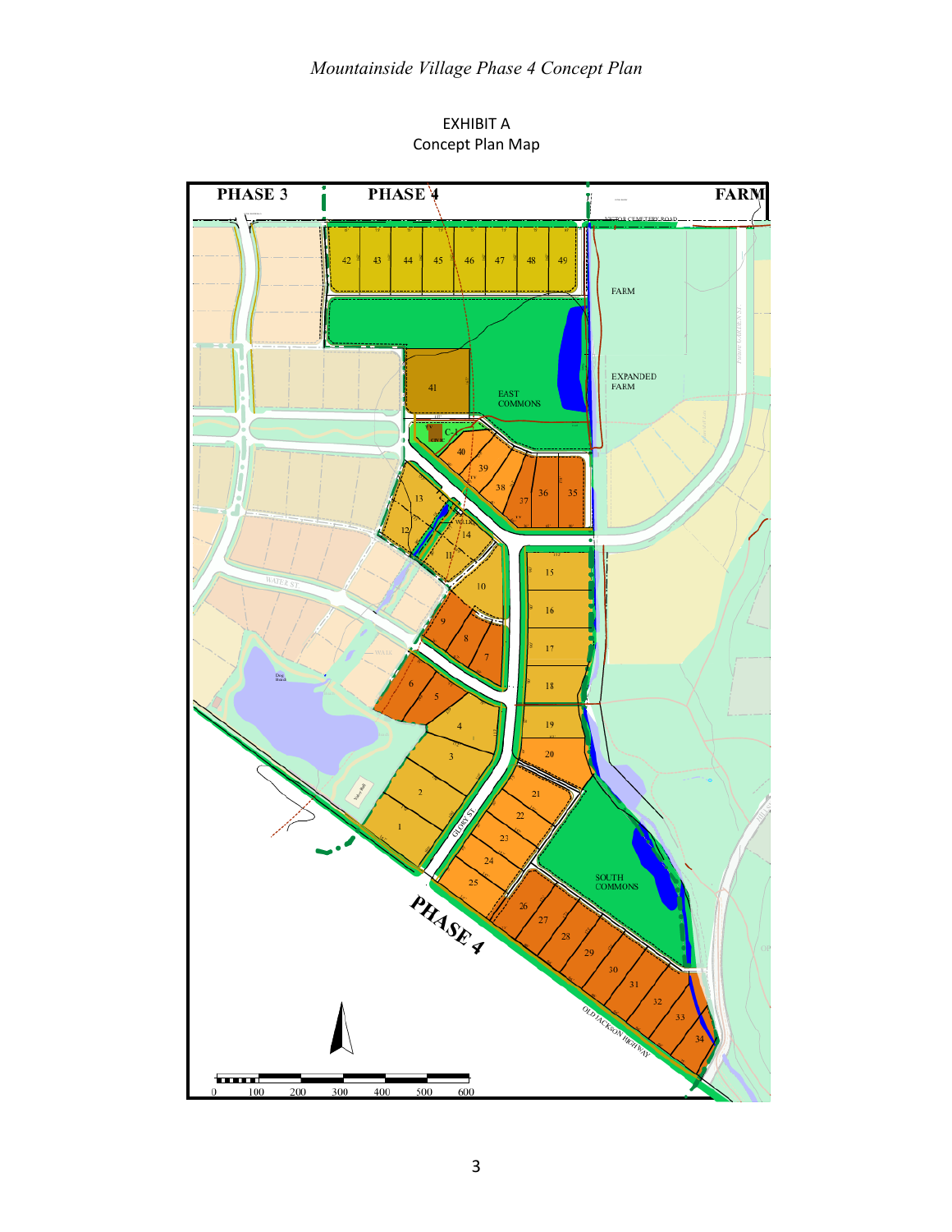*Mountainside Village Phase 4 Concept Plan*

EXHIBIT A
Concept Plan Map

PHASE 3
PHASE 4
FARM

VICTOR CEMETERY ROAD

42
43
44
45
46
47
48
49

FARM

EXPANDED FARM

41

EAST COMMONS

C-1

40
39
38
37
36
35

13
12
14
11
10
9
8
7
6
5
4
3
2
1

WATER ST

15
16
17
18
19
20

21
22
23
24
25

GLORY ST

SOUTH COMMONS

PHASE 4

26
27
28
29
30
31
32
33
34

OLD JACKSON HIGHWAY

0 100 200 300 400 500 600